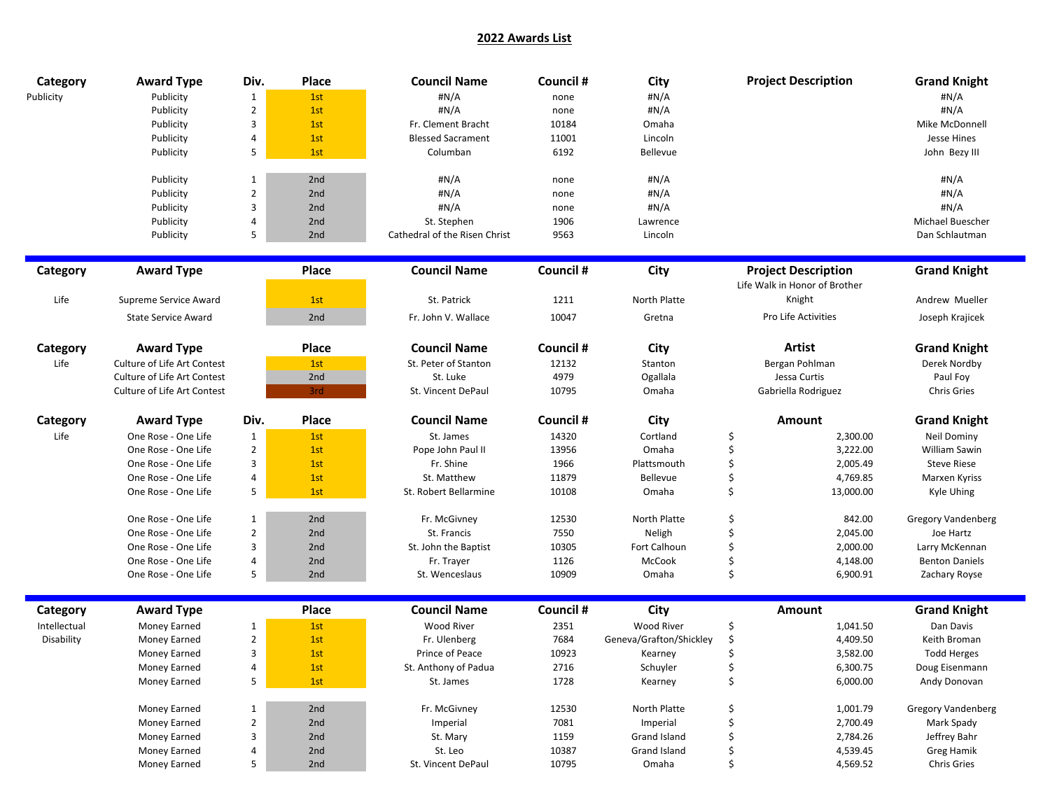# 2022 Awards List

| Category | Award Type | Div. | Place | Council Name | Council # | City | Project Description | Grand Knight |
|---|---|---|---|---|---|---|---|---|
| Publicity | Publicity | 1 | 1st | #N/A | none | #N/A | | #N/A |
| | Publicity | 2 | 1st | #N/A | none | #N/A | | #N/A |
| | Publicity | 3 | 1st | Fr. Clement Bracht | 10184 | Omaha | | Mike McDonnell |
| | Publicity | 4 | 1st | Blessed Sacrament | 11001 | Lincoln | | Jesse Hines |
| | Publicity | 5 | 1st | Columban | 6192 | Bellevue | | John Bezy III |
| | Publicity | 1 | 2nd | #N/A | none | #N/A | | #N/A |
| | Publicity | 2 | 2nd | #N/A | none | #N/A | | #N/A |
| | Publicity | 3 | 2nd | #N/A | none | #N/A | | #N/A |
| | Publicity | 4 | 2nd | St. Stephen | 1906 | Lawrence | | Michael Buescher |
| | Publicity | 5 | 2nd | Cathedral of the Risen Christ | 9563 | Lincoln | | Dan Schlautman |

| Category | Award Type | Place | Council Name | Council # | City | Project Description | Grand Knight |
|---|---|---|---|---|---|---|---|
| Life | Supreme Service Award | 1st | St. Patrick | 1211 | North Platte | Life Walk in Honor of Brother Knight | Andrew Mueller |
| | State Service Award | 2nd | Fr. John V. Wallace | 10047 | Gretna | Pro Life Activities | Joseph Krajicek |

| Category | Award Type | Place | Council Name | Council # | City | Artist | Grand Knight |
|---|---|---|---|---|---|---|---|
| Life | Culture of Life Art Contest | 1st | St. Peter of Stanton | 12132 | Stanton | Bergan Pohlman | Derek Nordby |
| | Culture of Life Art Contest | 2nd | St. Luke | 4979 | Ogallala | Jessa Curtis | Paul Foy |
| | Culture of Life Art Contest | 3rd | St. Vincent DePaul | 10795 | Omaha | Gabriella Rodriguez | Chris Gries |

| Category | Award Type | Div. | Place | Council Name | Council # | City | Amount | Grand Knight |
|---|---|---|---|---|---|---|---|---|
| Life | One Rose - One Life | 1 | 1st | St. James | 14320 | Cortland | $ 2,300.00 | Neil Dominy |
| | One Rose - One Life | 2 | 1st | Pope John Paul II | 13956 | Omaha | $ 3,222.00 | William Sawin |
| | One Rose - One Life | 3 | 1st | Fr. Shine | 1966 | Plattsmouth | $ 2,005.49 | Steve Riese |
| | One Rose - One Life | 4 | 1st | St. Matthew | 11879 | Bellevue | $ 4,769.85 | Marxen Kyriss |
| | One Rose - One Life | 5 | 1st | St. Robert Bellarmine | 10108 | Omaha | $ 13,000.00 | Kyle Uhing |
| | One Rose - One Life | 1 | 2nd | Fr. McGivney | 12530 | North Platte | $ 842.00 | Gregory Vandenberg |
| | One Rose - One Life | 2 | 2nd | St. Francis | 7550 | Neligh | $ 2,045.00 | Joe Hartz |
| | One Rose - One Life | 3 | 2nd | St. John the Baptist | 10305 | Fort Calhoun | $ 2,000.00 | Larry McKennan |
| | One Rose - One Life | 4 | 2nd | Fr. Trayer | 1126 | McCook | $ 4,148.00 | Benton Daniels |
| | One Rose - One Life | 5 | 2nd | St. Wenceslaus | 10909 | Omaha | $ 6,900.91 | Zachary Royse |

| Category | Award Type | | Place | Council Name | Council # | City | Amount | Grand Knight |
|---|---|---|---|---|---|---|---|---|
| Intellectual Disability | Money Earned | 1 | 1st | Wood River | 2351 | Wood River | $ 1,041.50 | Dan Davis |
| | Money Earned | 2 | 1st | Fr. Ulenberg | 7684 | Geneva/Grafton/Shickley | $ 4,409.50 | Keith Broman |
| | Money Earned | 3 | 1st | Prince of Peace | 10923 | Kearney | $ 3,582.00 | Todd Herges |
| | Money Earned | 4 | 1st | St. Anthony of Padua | 2716 | Schuyler | $ 6,300.75 | Doug Eisenmann |
| | Money Earned | 5 | 1st | St. James | 1728 | Kearney | $ 6,000.00 | Andy Donovan |
| | Money Earned | 1 | 2nd | Fr. McGivney | 12530 | North Platte | $ 1,001.79 | Gregory Vandenberg |
| | Money Earned | 2 | 2nd | Imperial | 7081 | Imperial | $ 2,700.49 | Mark Spady |
| | Money Earned | 3 | 2nd | St. Mary | 1159 | Grand Island | $ 2,784.26 | Jeffrey Bahr |
| | Money Earned | 4 | 2nd | St. Leo | 10387 | Grand Island | $ 4,539.45 | Greg Hamik |
| | Money Earned | 5 | 2nd | St. Vincent DePaul | 10795 | Omaha | $ 4,569.52 | Chris Gries |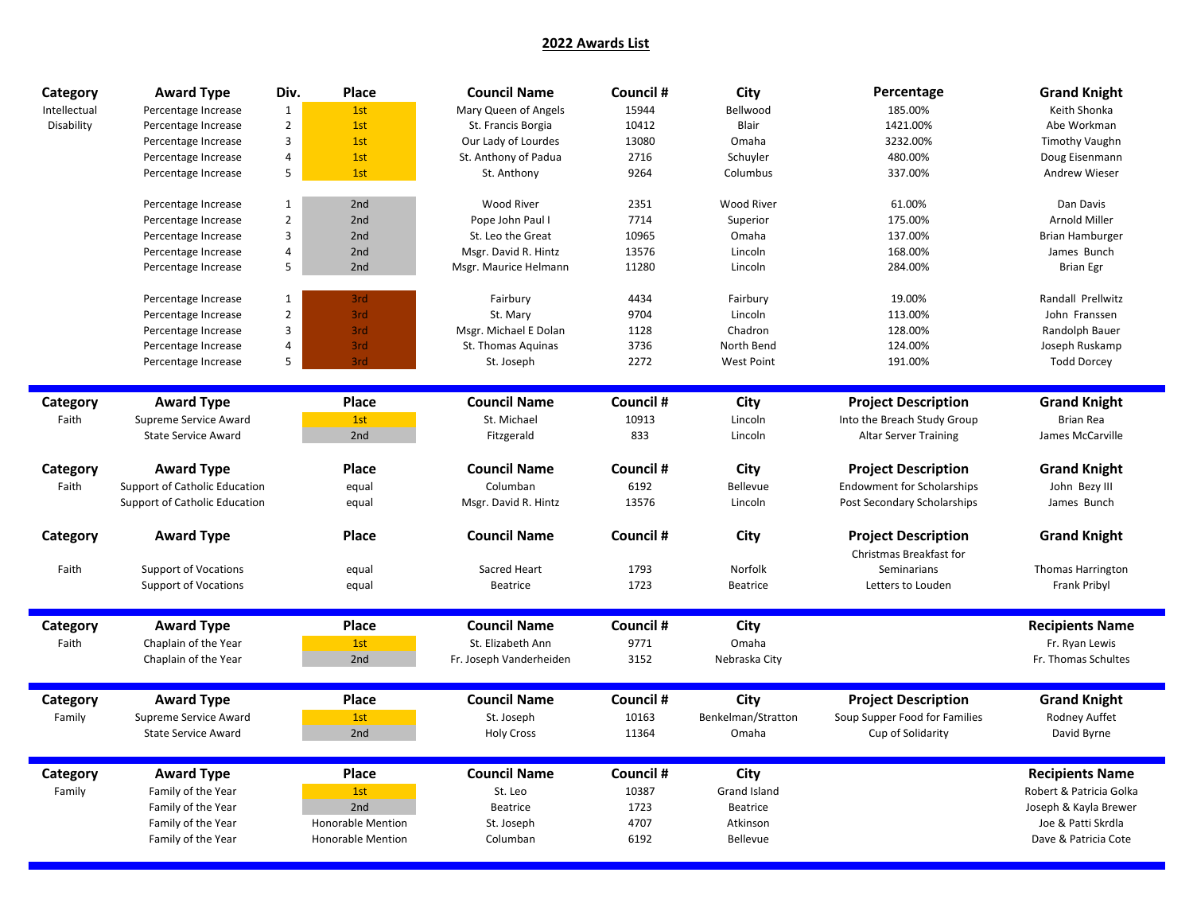## 2022 Awards List

| Category | Award Type | Div. | Place | Council Name | Council # | City | Percentage | Grand Knight |
|---|---|---|---|---|---|---|---|---|
| Intellectual Disability | Percentage Increase | 1 | 1st | Mary Queen of Angels | 15944 | Bellwood | 185.00% | Keith Shonka |
| | Percentage Increase | 2 | 1st | St. Francis Borgia | 10412 | Blair | 1421.00% | Abe Workman |
| | Percentage Increase | 3 | 1st | Our Lady of Lourdes | 13080 | Omaha | 3232.00% | Timothy Vaughn |
| | Percentage Increase | 4 | 1st | St. Anthony of Padua | 2716 | Schuyler | 480.00% | Doug Eisenmann |
| | Percentage Increase | 5 | 1st | St. Anthony | 9264 | Columbus | 337.00% | Andrew Wieser |
| | Percentage Increase | 1 | 2nd | Wood River | 2351 | Wood River | 61.00% | Dan Davis |
| | Percentage Increase | 2 | 2nd | Pope John Paul I | 7714 | Superior | 175.00% | Arnold Miller |
| | Percentage Increase | 3 | 2nd | St. Leo the Great | 10965 | Omaha | 137.00% | Brian Hamburger |
| | Percentage Increase | 4 | 2nd | Msgr. David R. Hintz | 13576 | Lincoln | 168.00% | James Bunch |
| | Percentage Increase | 5 | 2nd | Msgr. Maurice Helmann | 11280 | Lincoln | 284.00% | Brian Egr |
| | Percentage Increase | 1 | 3rd | Fairbury | 4434 | Fairbury | 19.00% | Randall Prellwitz |
| | Percentage Increase | 2 | 3rd | St. Mary | 9704 | Lincoln | 113.00% | John Franssen |
| | Percentage Increase | 3 | 3rd | Msgr. Michael E Dolan | 1128 | Chadron | 128.00% | Randolph Bauer |
| | Percentage Increase | 4 | 3rd | St. Thomas Aquinas | 3736 | North Bend | 124.00% | Joseph Ruskamp |
| | Percentage Increase | 5 | 3rd | St. Joseph | 2272 | West Point | 191.00% | Todd Dorcey |

| Category | Award Type | Place | Council Name | Council # | City | Project Description | Grand Knight |
|---|---|---|---|---|---|---|---|
| Faith | Supreme Service Award | 1st | St. Michael | 10913 | Lincoln | Into the Breach Study Group | Brian Rea |
| | State Service Award | 2nd | Fitzgerald | 833 | Lincoln | Altar Server Training | James McCarville |

| Category | Award Type | Place | Council Name | Council # | City | Project Description | Grand Knight |
|---|---|---|---|---|---|---|---|
| Faith | Support of Catholic Education | equal | Columban | 6192 | Bellevue | Endowment for Scholarships | John Bezy III |
| | Support of Catholic Education | equal | Msgr. David R. Hintz | 13576 | Lincoln | Post Secondary Scholarships | James Bunch |

| Category | Award Type | Place | Council Name | Council # | City | Project Description | Grand Knight |
|---|---|---|---|---|---|---|---|
| Faith | Support of Vocations | equal | Sacred Heart | 1793 | Norfolk | Christmas Breakfast for Seminarians | Thomas Harrington |
| | Support of Vocations | equal | Beatrice | 1723 | Beatrice | Letters to Louden | Frank Pribyl |

| Category | Award Type | Place | Council Name | Council # | City | Recipients Name |
|---|---|---|---|---|---|---|
| Faith | Chaplain of the Year | 1st | St. Elizabeth Ann | 9771 | Omaha | Fr. Ryan Lewis |
| | Chaplain of the Year | 2nd | Fr. Joseph Vanderheiden | 3152 | Nebraska City | Fr. Thomas Schultes |

| Category | Award Type | Place | Council Name | Council # | City | Project Description | Grand Knight |
|---|---|---|---|---|---|---|---|
| Family | Supreme Service Award | 1st | St. Joseph | 10163 | Benkelman/Stratton | Soup Supper Food for Families | Rodney Auffet |
| | State Service Award | 2nd | Holy Cross | 11364 | Omaha | Cup of Solidarity | David Byrne |

| Category | Award Type | Place | Council Name | Council # | City | Recipients Name |
|---|---|---|---|---|---|---|
| Family | Family of the Year | 1st | St. Leo | 10387 | Grand Island | Robert & Patricia Golka |
| | Family of the Year | 2nd | Beatrice | 1723 | Beatrice | Joseph & Kayla Brewer |
| | Family of the Year | Honorable Mention | St. Joseph | 4707 | Atkinson | Joe & Patti Skrdla |
| | Family of the Year | Honorable Mention | Columban | 6192 | Bellevue | Dave & Patricia Cote |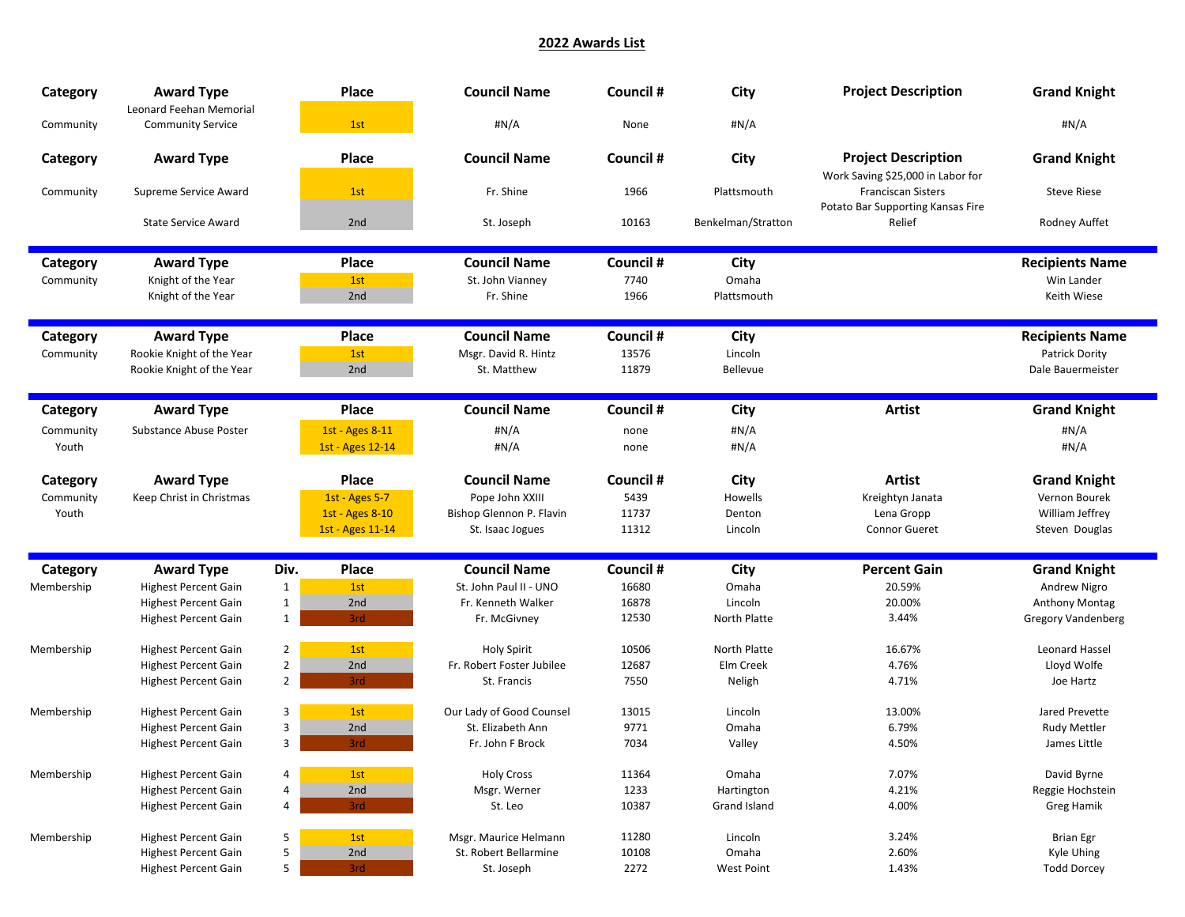## 2022 Awards List

| Category | Award Type | Place | Council Name | Council # | City | Project Description | Grand Knight |
|---|---|---|---|---|---|---|---|
| Community | Leonard Feehan Memorial Community Service | 1st | #N/A | None | #N/A | | #N/A |

| Category | Award Type | Place | Council Name | Council # | City | Project Description | Grand Knight |
|---|---|---|---|---|---|---|---|
| Community | Supreme Service Award | 1st | Fr. Shine | 1966 | Plattsmouth | Work Saving $25,000 in Labor for Franciscan Sisters | Steve Riese |
| | State Service Award | 2nd | St. Joseph | 10163 | Benkelman/Stratton | Potato Bar Supporting Kansas Fire Relief | Rodney Auffet |

| Category | Award Type | Place | Council Name | Council # | City | | Recipients Name |
|---|---|---|---|---|---|---|---|
| Community | Knight of the Year | 1st | St. John Vianney | 7740 | Omaha | | Win Lander |
| | Knight of the Year | 2nd | Fr. Shine | 1966 | Plattsmouth | | Keith Wiese |

| Category | Award Type | Place | Council Name | Council # | City | | Recipients Name |
|---|---|---|---|---|---|---|---|
| Community | Rookie Knight of the Year | 1st | Msgr. David R. Hintz | 13576 | Lincoln | | Patrick Dority |
| | Rookie Knight of the Year | 2nd | St. Matthew | 11879 | Bellevue | | Dale Bauermeister |

| Category | Award Type | Place | Council Name | Council # | City | Artist | Grand Knight |
|---|---|---|---|---|---|---|---|
| Community Youth | Substance Abuse Poster | 1st - Ages 8-11 | #N/A | none | #N/A | | #N/A |
| | | 1st - Ages 12-14 | #N/A | none | #N/A | | #N/A |

| Category | Award Type | Place | Council Name | Council # | City | Artist | Grand Knight |
|---|---|---|---|---|---|---|---|
| Community Youth | Keep Christ in Christmas | 1st - Ages 5-7 | Pope John XXIII | 5439 | Howells | Kreightyn Janata | Vernon Bourek |
| | | 1st - Ages 8-10 | Bishop Glennon P. Flavin | 11737 | Denton | Lena Gropp | William Jeffrey |
| | | 1st - Ages 11-14 | St. Isaac Jogues | 11312 | Lincoln | Connor Gueret | Steven Douglas |

| Category | Award Type | Div. | Place | Council Name | Council # | City | Percent Gain | Grand Knight |
|---|---|---|---|---|---|---|---|---|
| Membership | Highest Percent Gain | 1 | 1st | St. John Paul II - UNO | 16680 | Omaha | 20.59% | Andrew Nigro |
| | Highest Percent Gain | 1 | 2nd | Fr. Kenneth Walker | 16878 | Lincoln | 20.00% | Anthony Montag |
| | Highest Percent Gain | 1 | 3rd | Fr. McGivney | 12530 | North Platte | 3.44% | Gregory Vandenberg |
| Membership | Highest Percent Gain | 2 | 1st | Holy Spirit | 10506 | North Platte | 16.67% | Leonard Hassel |
| | Highest Percent Gain | 2 | 2nd | Fr. Robert Foster Jubilee | 12687 | Elm Creek | 4.76% | Lloyd Wolfe |
| | Highest Percent Gain | 2 | 3rd | St. Francis | 7550 | Neligh | 4.71% | Joe Hartz |
| Membership | Highest Percent Gain | 3 | 1st | Our Lady of Good Counsel | 13015 | Lincoln | 13.00% | Jared Prevette |
| | Highest Percent Gain | 3 | 2nd | St. Elizabeth Ann | 9771 | Omaha | 6.79% | Rudy Mettler |
| | Highest Percent Gain | 3 | 3rd | Fr. John F Brock | 7034 | Valley | 4.50% | James Little |
| Membership | Highest Percent Gain | 4 | 1st | Holy Cross | 11364 | Omaha | 7.07% | David Byrne |
| | Highest Percent Gain | 4 | 2nd | Msgr. Werner | 1233 | Hartington | 4.21% | Reggie Hochstein |
| | Highest Percent Gain | 4 | 3rd | St. Leo | 10387 | Grand Island | 4.00% | Greg Hamik |
| Membership | Highest Percent Gain | 5 | 1st | Msgr. Maurice Helmann | 11280 | Lincoln | 3.24% | Brian Egr |
| | Highest Percent Gain | 5 | 2nd | St. Robert Bellarmine | 10108 | Omaha | 2.60% | Kyle Uhing |
| | Highest Percent Gain | 5 | 3rd | St. Joseph | 2272 | West Point | 1.43% | Todd Dorcey |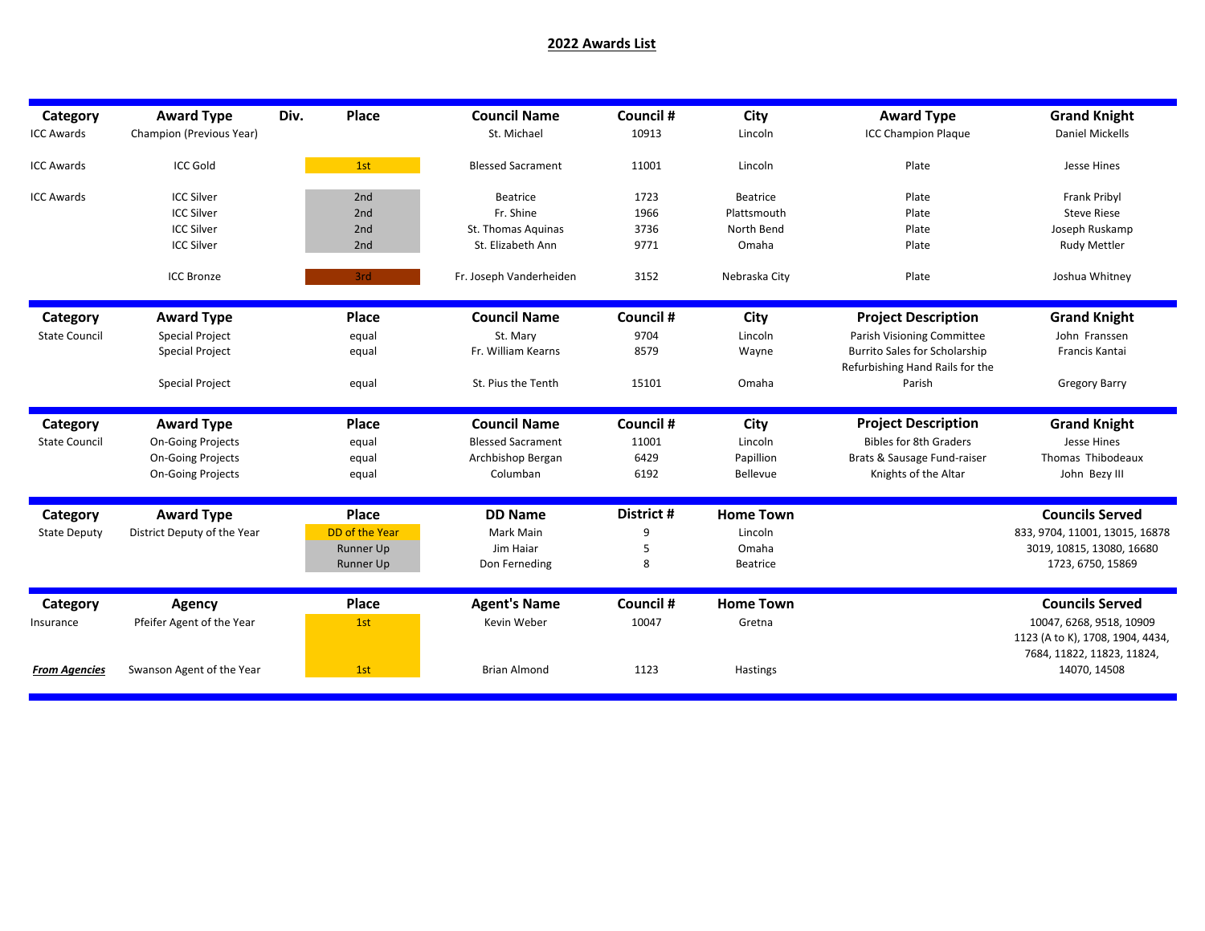## 2022 Awards List

| Category | Award Type | Div. | Place | Council Name | Council # | City | Award Type | Grand Knight |
|---|---|---|---|---|---|---|---|---|
| ICC Awards | Champion (Previous Year) | | | St. Michael | 10913 | Lincoln | ICC Champion Plaque | Daniel Mickells |
| ICC Awards | ICC Gold | | 1st | Blessed Sacrament | 11001 | Lincoln | Plate | Jesse Hines |
| ICC Awards | ICC Silver | | 2nd | Beatrice | 1723 | Beatrice | Plate | Frank Pribyl |
| | ICC Silver | | 2nd | Fr. Shine | 1966 | Plattsmouth | Plate | Steve Riese |
| | ICC Silver | | 2nd | St. Thomas Aquinas | 3736 | North Bend | Plate | Joseph Ruskamp |
| | ICC Silver | | 2nd | St. Elizabeth Ann | 9771 | Omaha | Plate | Rudy Mettler |
| | ICC Bronze | | 3rd | Fr. Joseph Vanderheiden | 3152 | Nebraska City | Plate | Joshua Whitney |

| Category | Award Type | Place | Council Name | Council # | City | Project Description | Grand Knight |
|---|---|---|---|---|---|---|---|
| State Council | Special Project | equal | St. Mary | 9704 | Lincoln | Parish Visioning Committee | John Franssen |
| | Special Project | equal | Fr. William Kearns | 8579 | Wayne | Burrito Sales for Scholarship | Francis Kantai |
| | Special Project | equal | St. Pius the Tenth | 15101 | Omaha | Refurbishing Hand Rails for the Parish | Gregory Barry |

| Category | Award Type | Place | Council Name | Council # | City | Project Description | Grand Knight |
|---|---|---|---|---|---|---|---|
| State Council | On-Going Projects | equal | Blessed Sacrament | 11001 | Lincoln | Bibles for 8th Graders | Jesse Hines |
| | On-Going Projects | equal | Archbishop Bergan | 6429 | Papillion | Brats & Sausage Fund-raiser | Thomas Thibodeaux |
| | On-Going Projects | equal | Columban | 6192 | Bellevue | Knights of the Altar | John Bezy III |

| Category | Award Type | Place | DD Name | District # | Home Town | Councils Served |
|---|---|---|---|---|---|---|
| State Deputy | District Deputy of the Year | DD of the Year | Mark Main | 9 | Lincoln | 833, 9704, 11001, 13015, 16878 |
| | | Runner Up | Jim Haiar | 5 | Omaha | 3019, 10815, 13080, 16680 |
| | | Runner Up | Don Ferneding | 8 | Beatrice | 1723, 6750, 15869 |

| Category | Agency | Place | Agent's Name | Council # | Home Town | Councils Served |
|---|---|---|---|---|---|---|
| Insurance | Pfeifer Agent of the Year | 1st | Kevin Weber | 10047 | Gretna | 10047, 6268, 9518, 10909 |
| ***From Agencies*** | Swanson Agent of the Year | 1st | Brian Almond | 1123 | Hastings | 1123 (A to K), 1708, 1904, 4434, 7684, 11822, 11823, 11824, 14070, 14508 |